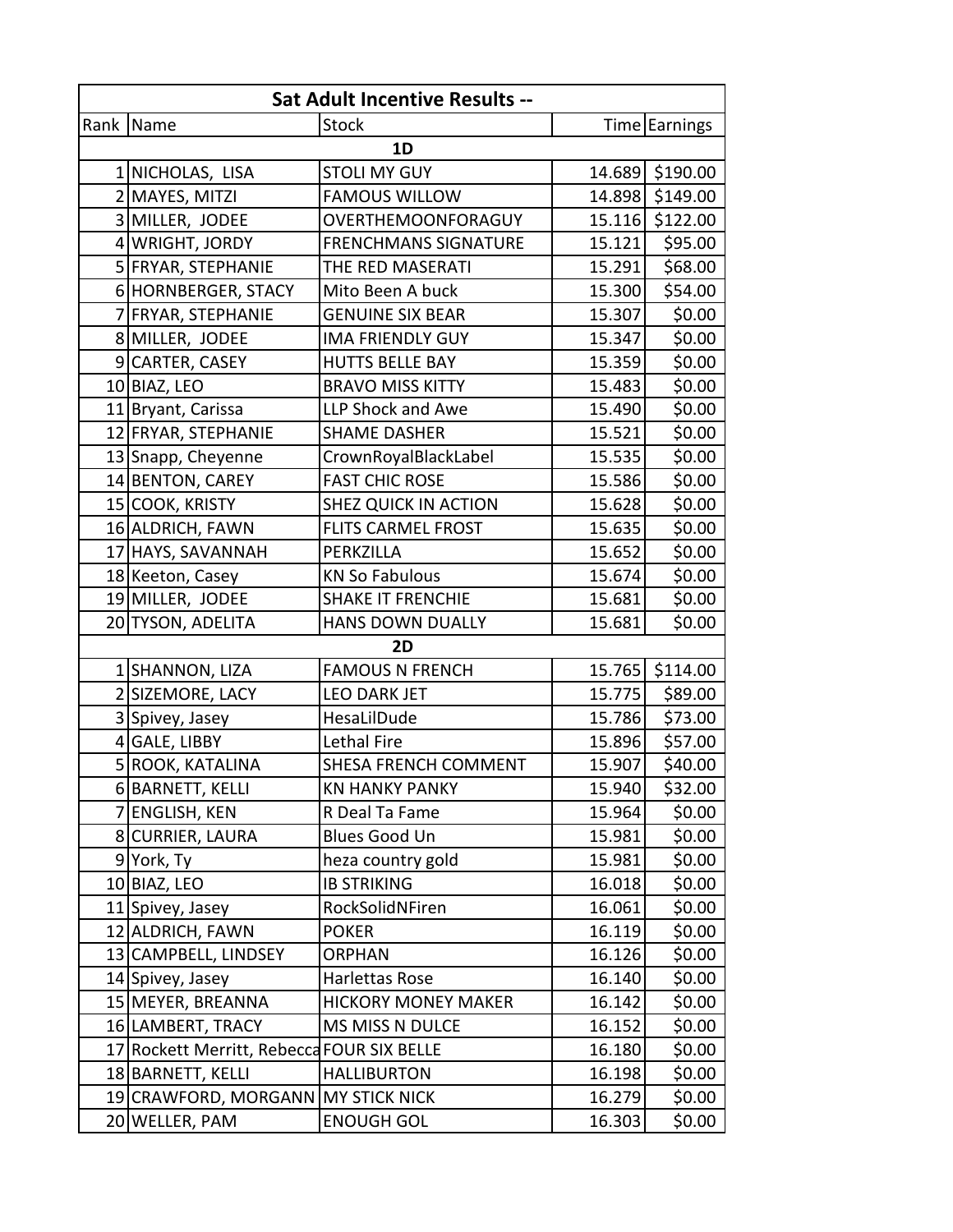| Sat Adult Incentive Results -- | | | | |
|---|---|---|---|---|
| Rank | Name | Stock | Time | Earnings |
| | | 1D | | |
| 1 | NICHOLAS, LISA | STOLI MY GUY | 14.689 | $190.00 |
| 2 | MAYES, MITZI | FAMOUS WILLOW | 14.898 | $149.00 |
| 3 | MILLER, JODEE | OVERTHEMOONFORAGUY | 15.116 | $122.00 |
| 4 | WRIGHT, JORDY | FRENCHMANS SIGNATURE | 15.121 | $95.00 |
| 5 | FRYAR, STEPHANIE | THE RED MASERATI | 15.291 | $68.00 |
| 6 | HORNBERGER, STACY | Mito Been A buck | 15.300 | $54.00 |
| 7 | FRYAR, STEPHANIE | GENUINE SIX BEAR | 15.307 | $0.00 |
| 8 | MILLER, JODEE | IMA FRIENDLY GUY | 15.347 | $0.00 |
| 9 | CARTER, CASEY | HUTTS BELLE BAY | 15.359 | $0.00 |
| 10 | BIAZ, LEO | BRAVO MISS KITTY | 15.483 | $0.00 |
| 11 | Bryant, Carissa | LLP Shock and Awe | 15.490 | $0.00 |
| 12 | FRYAR, STEPHANIE | SHAME DASHER | 15.521 | $0.00 |
| 13 | Snapp, Cheyenne | CrownRoyalBlackLabel | 15.535 | $0.00 |
| 14 | BENTON, CAREY | FAST CHIC ROSE | 15.586 | $0.00 |
| 15 | COOK, KRISTY | SHEZ QUICK IN ACTION | 15.628 | $0.00 |
| 16 | ALDRICH, FAWN | FLITS CARMEL FROST | 15.635 | $0.00 |
| 17 | HAYS, SAVANNAH | PERKZILLA | 15.652 | $0.00 |
| 18 | Keeton, Casey | KN So Fabulous | 15.674 | $0.00 |
| 19 | MILLER, JODEE | SHAKE IT FRENCHIE | 15.681 | $0.00 |
| 20 | TYSON, ADELITA | HANS DOWN DUALLY | 15.681 | $0.00 |
| | | 2D | | |
| 1 | SHANNON, LIZA | FAMOUS N FRENCH | 15.765 | $114.00 |
| 2 | SIZEMORE, LACY | LEO DARK JET | 15.775 | $89.00 |
| 3 | Spivey, Jasey | HesaLilDude | 15.786 | $73.00 |
| 4 | GALE, LIBBY | Lethal Fire | 15.896 | $57.00 |
| 5 | ROOK, KATALINA | SHESA FRENCH COMMENT | 15.907 | $40.00 |
| 6 | BARNETT, KELLI | KN HANKY PANKY | 15.940 | $32.00 |
| 7 | ENGLISH, KEN | R Deal Ta Fame | 15.964 | $0.00 |
| 8 | CURRIER, LAURA | Blues Good Un | 15.981 | $0.00 |
| 9 | York, Ty | heza country gold | 15.981 | $0.00 |
| 10 | BIAZ, LEO | IB STRIKING | 16.018 | $0.00 |
| 11 | Spivey, Jasey | RockSolidNFiren | 16.061 | $0.00 |
| 12 | ALDRICH, FAWN | POKER | 16.119 | $0.00 |
| 13 | CAMPBELL, LINDSEY | ORPHAN | 16.126 | $0.00 |
| 14 | Spivey, Jasey | Harlettas Rose | 16.140 | $0.00 |
| 15 | MEYER, BREANNA | HICKORY MONEY MAKER | 16.142 | $0.00 |
| 16 | LAMBERT, TRACY | MS MISS N DULCE | 16.152 | $0.00 |
| 17 | Rockett Merritt, Rebecca | FOUR SIX BELLE | 16.180 | $0.00 |
| 18 | BARNETT, KELLI | HALLIBURTON | 16.198 | $0.00 |
| 19 | CRAWFORD, MORGANN | MY STICK NICK | 16.279 | $0.00 |
| 20 | WELLER, PAM | ENOUGH GOL | 16.303 | $0.00 |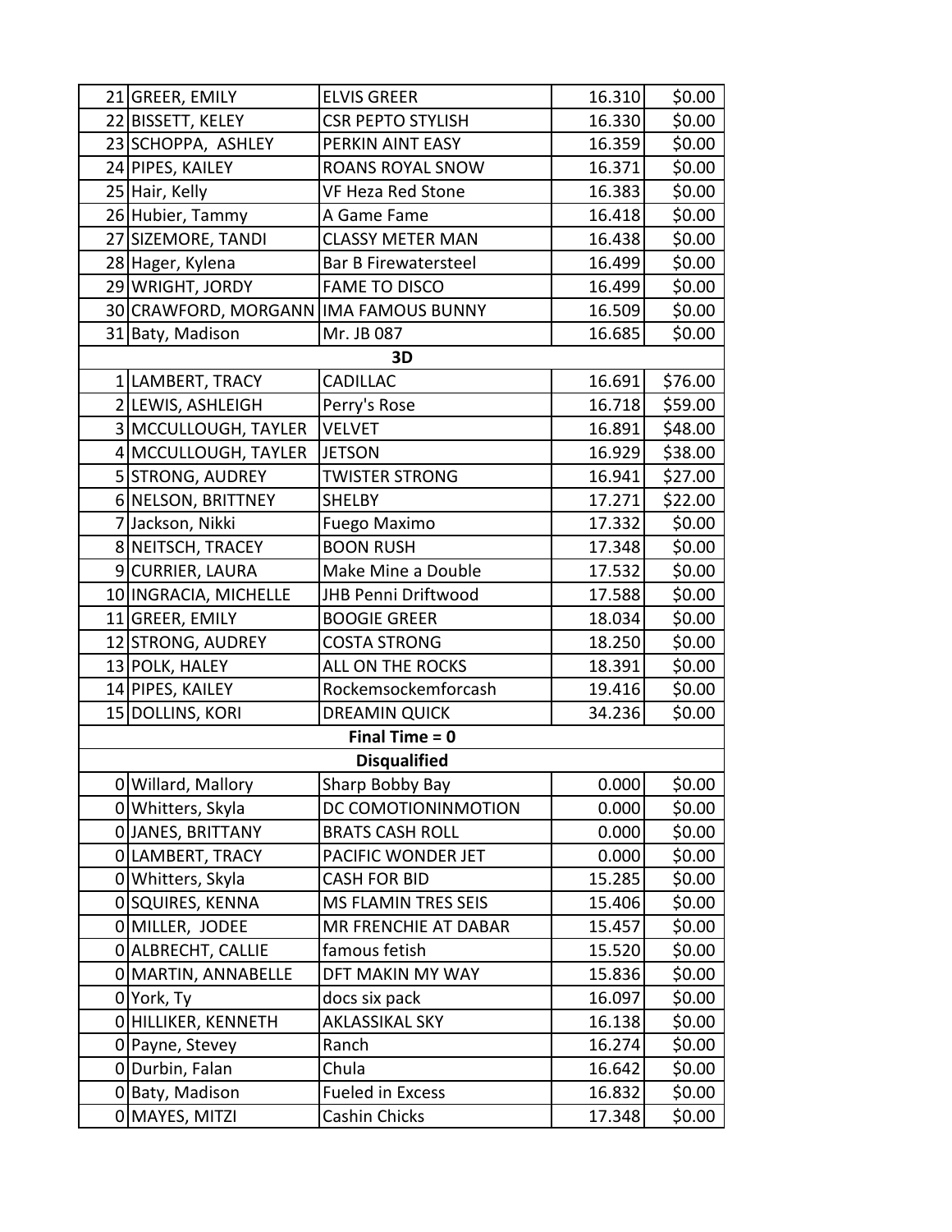| | | | | |
|---|---|---|---|---|
| 21 | GREER, EMILY | ELVIS GREER | 16.310 | $0.00 |
| 22 | BISSETT, KELEY | CSR PEPTO STYLISH | 16.330 | $0.00 |
| 23 | SCHOPPA, ASHLEY | PERKIN AINT EASY | 16.359 | $0.00 |
| 24 | PIPES, KAILEY | ROANS ROYAL SNOW | 16.371 | $0.00 |
| 25 | Hair, Kelly | VF Heza Red Stone | 16.383 | $0.00 |
| 26 | Hubier, Tammy | A Game Fame | 16.418 | $0.00 |
| 27 | SIZEMORE, TANDI | CLASSY METER MAN | 16.438 | $0.00 |
| 28 | Hager, Kylena | Bar B Firewatersteel | 16.499 | $0.00 |
| 29 | WRIGHT, JORDY | FAME TO DISCO | 16.499 | $0.00 |
| 30 | CRAWFORD, MORGANN | IMA FAMOUS BUNNY | 16.509 | $0.00 |
| 31 | Baty, Madison | Mr. JB 087 | 16.685 | $0.00 |
| | | **3D** | | |
| 1 | LAMBERT, TRACY | CADILLAC | 16.691 | $76.00 |
| 2 | LEWIS, ASHLEIGH | Perry's Rose | 16.718 | $59.00 |
| 3 | MCCULLOUGH, TAYLER | VELVET | 16.891 | $48.00 |
| 4 | MCCULLOUGH, TAYLER | JETSON | 16.929 | $38.00 |
| 5 | STRONG, AUDREY | TWISTER STRONG | 16.941 | $27.00 |
| 6 | NELSON, BRITTNEY | SHELBY | 17.271 | $22.00 |
| 7 | Jackson, Nikki | Fuego Maximo | 17.332 | $0.00 |
| 8 | NEITSCH, TRACEY | BOON RUSH | 17.348 | $0.00 |
| 9 | CURRIER, LAURA | Make Mine a Double | 17.532 | $0.00 |
| 10 | INGRACIA, MICHELLE | JHB Penni Driftwood | 17.588 | $0.00 |
| 11 | GREER, EMILY | BOOGIE GREER | 18.034 | $0.00 |
| 12 | STRONG, AUDREY | COSTA STRONG | 18.250 | $0.00 |
| 13 | POLK, HALEY | ALL ON THE ROCKS | 18.391 | $0.00 |
| 14 | PIPES, KAILEY | Rockemsockemforcash | 19.416 | $0.00 |
| 15 | DOLLINS, KORI | DREAMIN QUICK | 34.236 | $0.00 |
| | | **Final Time = 0** | | |
| | | **Disqualified** | | |
| 0 | Willard, Mallory | Sharp Bobby Bay | 0.000 | $0.00 |
| 0 | Whitters, Skyla | DC COMOTIONINMOTION | 0.000 | $0.00 |
| 0 | JANES, BRITTANY | BRATS CASH ROLL | 0.000 | $0.00 |
| 0 | LAMBERT, TRACY | PACIFIC WONDER JET | 0.000 | $0.00 |
| 0 | Whitters, Skyla | CASH FOR BID | 15.285 | $0.00 |
| 0 | SQUIRES, KENNA | MS FLAMIN TRES SEIS | 15.406 | $0.00 |
| 0 | MILLER, JODEE | MR FRENCHIE AT DABAR | 15.457 | $0.00 |
| 0 | ALBRECHT, CALLIE | famous fetish | 15.520 | $0.00 |
| 0 | MARTIN, ANNABELLE | DFT MAKIN MY WAY | 15.836 | $0.00 |
| 0 | York, Ty | docs six pack | 16.097 | $0.00 |
| 0 | HILLIKER, KENNETH | AKLASSIKAL SKY | 16.138 | $0.00 |
| 0 | Payne, Stevey | Ranch | 16.274 | $0.00 |
| 0 | Durbin, Falan | Chula | 16.642 | $0.00 |
| 0 | Baty, Madison | Fueled in Excess | 16.832 | $0.00 |
| 0 | MAYES, MITZI | Cashin Chicks | 17.348 | $0.00 |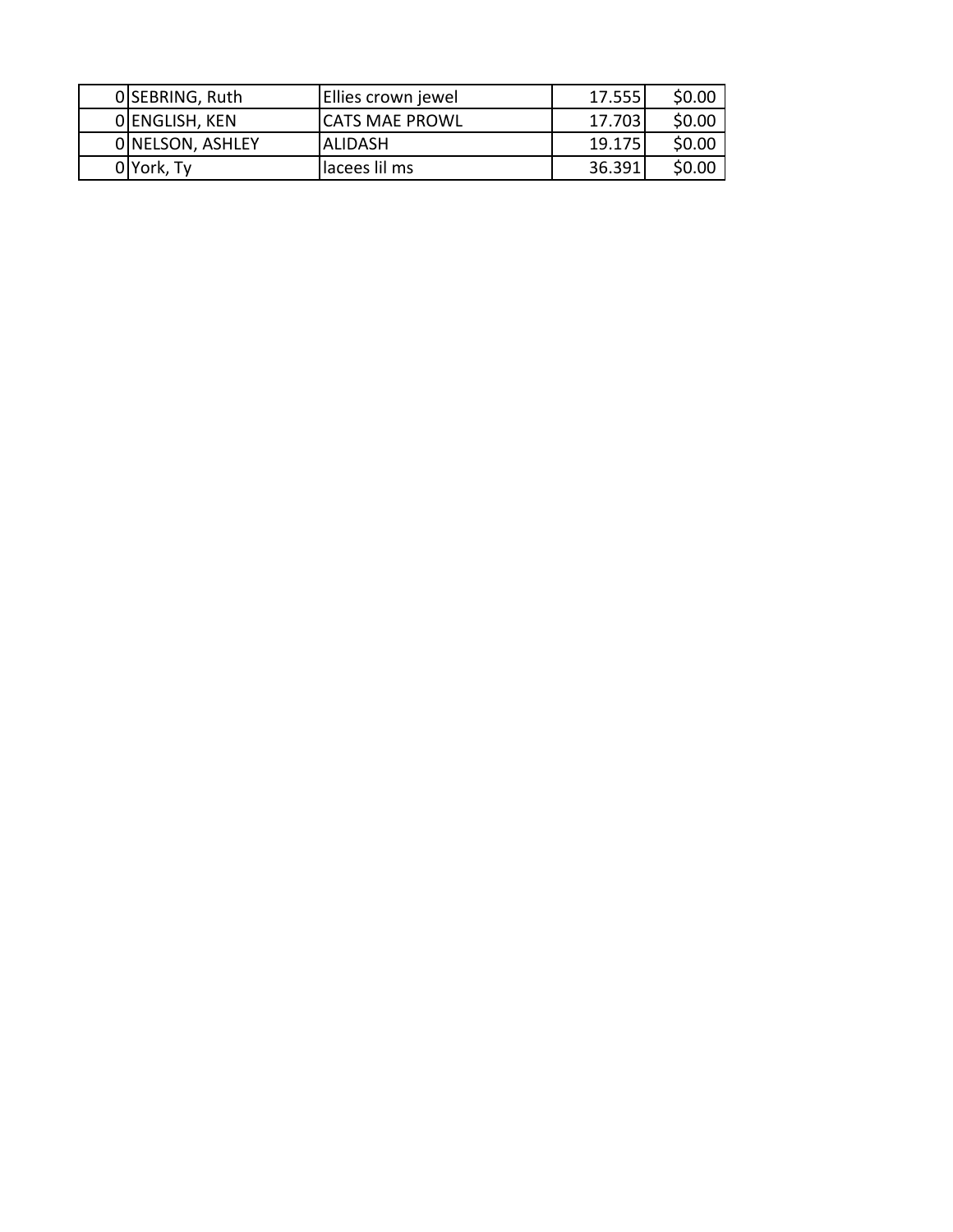| | | | | |
|---|---|---|---|---|
| 0 | SEBRING, Ruth | Ellies crown jewel | 17.555 | $0.00 |
| 0 | ENGLISH, KEN | CATS MAE PROWL | 17.703 | $0.00 |
| 0 | NELSON, ASHLEY | ALIDASH | 19.175 | $0.00 |
| 0 | York, Ty | lacees lil ms | 36.391 | $0.00 |